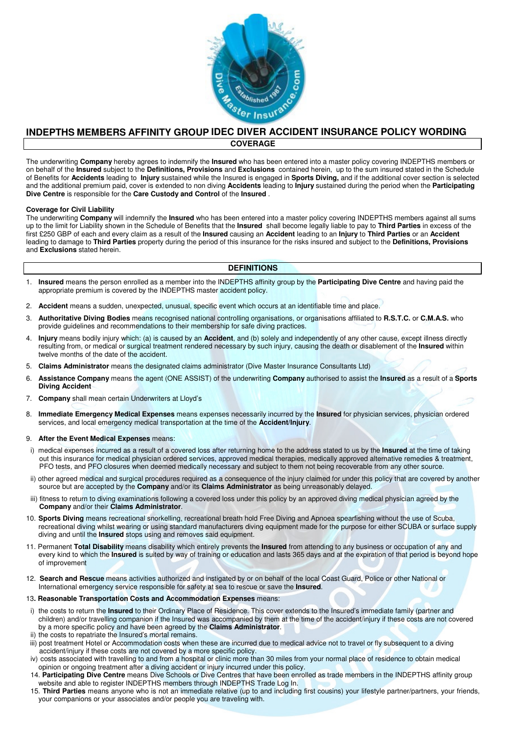# INDEPTHS MEMBERS AFFINITY GROUP IDEC DIVER ACCIDENT INSURANCE POLICY WORDING

## COVERAGE

The underwriting **Company** hereby agrees to indemnify the **Insured** who has been entered into a master policy covering INDEPTHS members or on behalf of the **Insured** subject to the **Definitions, Provisions** and **Exclusions** contained herein, up to the sum insured stated in the Schedule of Benefits for **Accidents** leading to **Injury** sustained while the Insured is engaged in **Sports Diving,** and if the additional cover section is selected and the additional premium paid, cover is extended to non diving **Accidents** leading to **Injury** sustained during the period when the **Participating Dive Centre** is responsible for the **Care Custody and Control** of the **Insured** .

**Coverage for Civil Liability**

The underwriting **Company** will indemnify the **Insured** who has been entered into a master policy covering INDEPTHS members against all sums up to the limit for Liability shown in the Schedule of Benefits that the **Insured** shall become legally liable to pay to **Third Parties** in excess of the first £250 GBP of each and every claim as a result of the **Insured** causing an **Accident** leading to an **Injury** to **Third Parties** or an **Accident** leading to damage to **Third Parties** property during the period of this insurance for the risks insured and subject to the **Definitions, Provisions** and **Exclusions** stated herein.

## DEFINITIONS

1. **Insured** means the person enrolled as a member into the INDEPTHS affinity group by the **Participating Dive Centre** and having paid the appropriate premium is covered by the INDEPTHS master accident policy.
2. **Accident** means a sudden, unexpected, unusual, specific event which occurs at an identifiable time and place.
3. **Authoritative Diving Bodies** means recognised national controlling organisations, or organisations affiliated to **R.S.T.C.** or **C.M.A.S.** who provide guidelines and recommendations to their membership for safe diving practices.
4. **Injury** means bodily injury which: (a) is caused by an **Accident**, and (b) solely and independently of any other cause, except illness directly resulting from, or medical or surgical treatment rendered necessary by such injury, causing the death or disablement of the **Insured** within twelve months of the date of the accident.
5. **Claims Administrator** means the designated claims administrator (Dive Master Insurance Consultants Ltd)
6. **Assistance Company** means the agent (ONE ASSIST) of the underwriting **Company** authorised to assist the **Insured** as a result of a **Sports Diving Accident**
7. **Company** shall mean certain Underwriters at Lloyd's
8. **Immediate Emergency Medical Expenses** means expenses necessarily incurred by the **Insured** for physician services, physician ordered services, and local emergency medical transportation at the time of the **Accident/Injury**.
9. **After the Event Medical Expenses** means:
   i) medical expenses incurred as a result of a covered loss after returning home to the address stated to us by the **Insured** at the time of taking out this insurance for medical physician ordered services, approved medical therapies, medically approved alternative remedies & treatment, PFO tests, and PFO closures when deemed medically necessary and subject to them not being recoverable from any other source.
   ii) other agreed medical and surgical procedures required as a consequence of the injury claimed for under this policy that are covered by another source but are accepted by the **Company** and/or its **Claims Administrator** as being unreasonably delayed.
   iii) fitness to return to diving examinations following a covered loss under this policy by an approved diving medical physician agreed by the **Company** and/or their **Claims Administrator**.
10. **Sports Diving** means recreational snorkelling, recreational breath hold Free Diving and Apnoea spearfishing without the use of Scuba, recreational diving whilst wearing or using standard manufacturers diving equipment made for the purpose for either SCUBA or surface supply diving and until the **Insured** stops using and removes said equipment.
11. Permanent **Total Disability** means disability which entirely prevents the **Insured** from attending to any business or occupation of any and every kind to which the **Insured** is suited by way of training or education and lasts 365 days and at the expiration of that period is beyond hope of improvement
12. **Search and Rescue** means activities authorized and instigated by or on behalf of the local Coast Guard, Police or other National or International emergency service responsible for safety at sea to rescue or save the **Insured**.
13. **Reasonable Transportation Costs and Accommodation Expenses** means:
   i) the costs to return the **Insured** to their Ordinary Place of Residence. This cover extends to the Insured's immediate family (partner and children) and/or travelling companion if the Insured was accompanied by them at the time of the accident/injury if these costs are not covered by a more specific policy and have been agreed by the **Claims Administrator**.
   ii) the costs to repatriate the Insured's mortal remains.
   iii) post treatment Hotel or Accommodation costs when these are incurred due to medical advice not to travel or fly subsequent to a diving accident/injury if these costs are not covered by a more specific policy.
   iv) costs associated with travelling to and from a hospital or clinic more than 30 miles from your normal place of residence to obtain medical opinion or ongoing treatment after a diving accident or injury incurred under this policy.
14. **Participating Dive Centre** means Dive Schools or Dive Centres that have been enrolled as trade members in the INDEPTHS affinity group website and able to register INDEPTHS members through INDEPTHS Trade Log In.
15. **Third Parties** means anyone who is not an immediate relative (up to and including first cousins) your lifestyle partner/partners, your friends, your companions or your associates and/or people you are traveling with.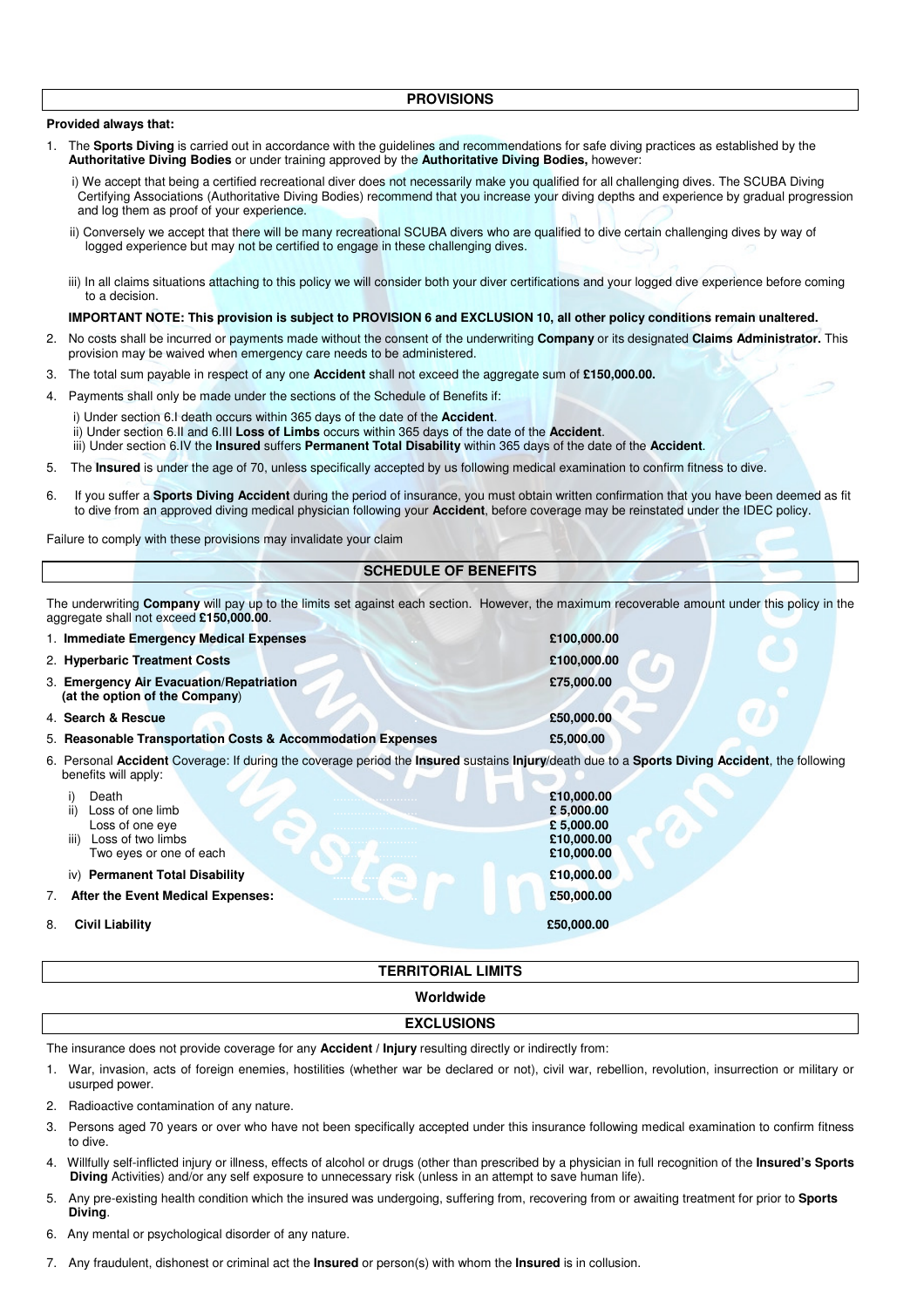## PROVISIONS

**Provided always that:**

1. The **Sports Diving** is carried out in accordance with the guidelines and recommendations for safe diving practices as established by the **Authoritative Diving Bodies** or under training approved by the **Authoritative Diving Bodies,** however:

   i) We accept that being a certified recreational diver does not necessarily make you qualified for all challenging dives. The SCUBA Diving Certifying Associations (Authoritative Diving Bodies) recommend that you increase your diving depths and experience by gradual progression and log them as proof of your experience.

   ii) Conversely we accept that there will be many recreational SCUBA divers who are qualified to dive certain challenging dives by way of logged experience but may not be certified to engage in these challenging dives.

   iii) In all claims situations attaching to this policy we will consider both your diver certifications and your logged dive experience before coming to a decision.

   **IMPORTANT NOTE: This provision is subject to PROVISION 6 and EXCLUSION 10, all other policy conditions remain unaltered.**

2. No costs shall be incurred or payments made without the consent of the underwriting **Company** or its designated **Claims Administrator.** This provision may be waived when emergency care needs to be administered.
3. The total sum payable in respect of any one **Accident** shall not exceed the aggregate sum of **£150,000.00.**
4. Payments shall only be made under the sections of the Schedule of Benefits if:

   i) Under section 6.I death occurs within 365 days of the date of the **Accident**.
   ii) Under section 6.II and 6.III **Loss of Limbs** occurs within 365 days of the date of the **Accident**.
   iii) Under section 6.IV the **Insured** suffers **Permanent Total Disability** within 365 days of the date of the **Accident**.

5. The **Insured** is under the age of 70, unless specifically accepted by us following medical examination to confirm fitness to dive.
6. If you suffer a **Sports Diving Accident** during the period of insurance, you must obtain written confirmation that you have been deemed as fit to dive from an approved diving medical physician following your **Accident**, before coverage may be reinstated under the IDEC policy.

Failure to comply with these provisions may invalidate your claim

## SCHEDULE OF BENEFITS

The underwriting **Company** will pay up to the limits set against each section. However, the maximum recoverable amount under this policy in the aggregate shall not exceed **£150,000.00**.

| | |
|---|---|
| 1. **Immediate Emergency Medical Expenses** | £100,000.00 |
| 2. **Hyperbaric Treatment Costs** | £100,000.00 |
| 3. **Emergency Air Evacuation/Repatriation (at the option of the Company)** | £75,000.00 |
| 4. **Search & Rescue** | £50,000.00 |
| 5. **Reasonable Transportation Costs & Accommodation Expenses** | £5,000.00 |

6. Personal **Accident** Coverage: If during the coverage period the **Insured** sustains **Injury**/death due to a **Sports Diving Accident**, the following benefits will apply:

| | |
|---|---|
| i) Death | £10,000.00 |
| ii) Loss of one limb | £ 5,000.00 |
| Loss of one eye | £ 5,000.00 |
| iii) Loss of two limbs | £10,000.00 |
| Two eyes or one of each | £10,000.00 |
| iv) **Permanent Total Disability** | £10,000.00 |
| 7. **After the Event Medical Expenses:** | £50,000.00 |
| 8. **Civil Liability** | £50,000.00 |

## TERRITORIAL LIMITS

**Worldwide**

## EXCLUSIONS

The insurance does not provide coverage for any **Accident** / **Injury** resulting directly or indirectly from:

1. War, invasion, acts of foreign enemies, hostilities (whether war be declared or not), civil war, rebellion, revolution, insurrection or military or usurped power.
2. Radioactive contamination of any nature.
3. Persons aged 70 years or over who have not been specifically accepted under this insurance following medical examination to confirm fitness to dive.
4. Willfully self-inflicted injury or illness, effects of alcohol or drugs (other than prescribed by a physician in full recognition of the **Insured's Sports Diving** Activities) and/or any self exposure to unnecessary risk (unless in an attempt to save human life).
5. Any pre-existing health condition which the insured was undergoing, suffering from, recovering from or awaiting treatment for prior to **Sports Diving**.
6. Any mental or psychological disorder of any nature.
7. Any fraudulent, dishonest or criminal act the **Insured** or person(s) with whom the **Insured** is in collusion.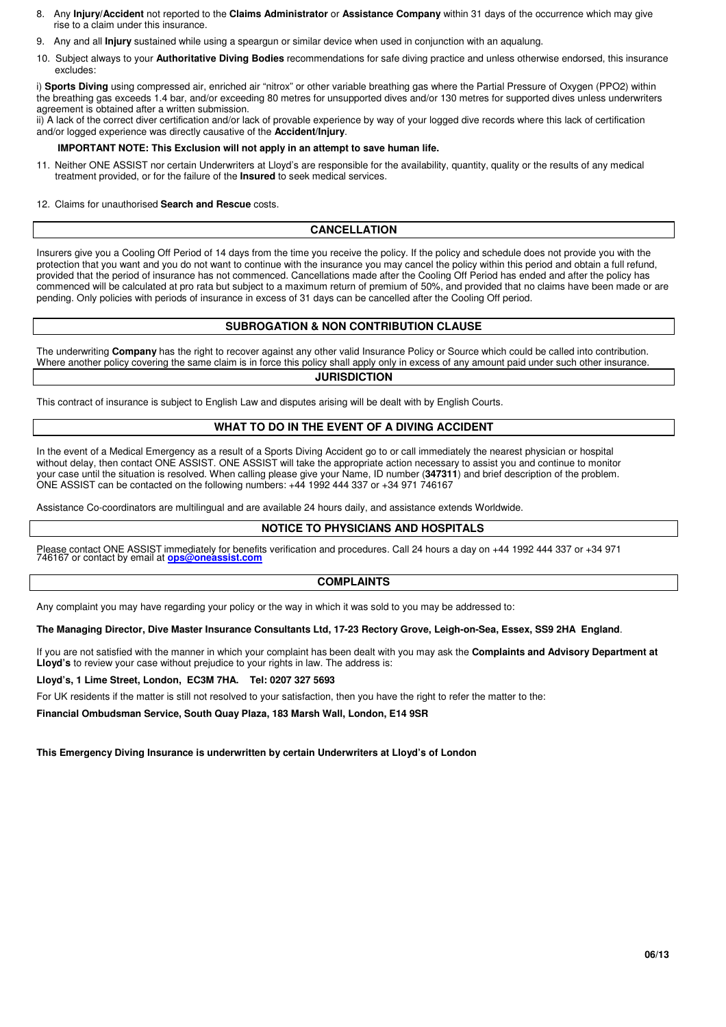8. Any **Injury/Accident** not reported to the **Claims Administrator** or **Assistance Company** within 31 days of the occurrence which may give rise to a claim under this insurance.
9. Any and all **Injury** sustained while using a speargun or similar device when used in conjunction with an aqualung.
10. Subject always to your **Authoritative Diving Bodies** recommendations for safe diving practice and unless otherwise endorsed, this insurance excludes:

i) **Sports Diving** using compressed air, enriched air "nitrox" or other variable breathing gas where the Partial Pressure of Oxygen (PPO2) within the breathing gas exceeds 1.4 bar, and/or exceeding 80 metres for unsupported dives and/or 130 metres for supported dives unless underwriters agreement is obtained after a written submission.
ii) A lack of the correct diver certification and/or lack of provable experience by way of your logged dive records where this lack of certification and/or logged experience was directly causative of the **Accident/Injury**.

**IMPORTANT NOTE: This Exclusion will not apply in an attempt to save human life.**

11. Neither ONE ASSIST nor certain Underwriters at Lloyd's are responsible for the availability, quantity, quality or the results of any medical treatment provided, or for the failure of the **Insured** to seek medical services.

12. Claims for unauthorised **Search and Rescue** costs.

## CANCELLATION

Insurers give you a Cooling Off Period of 14 days from the time you receive the policy. If the policy and schedule does not provide you with the protection that you want and you do not want to continue with the insurance you may cancel the policy within this period and obtain a full refund, provided that the period of insurance has not commenced. Cancellations made after the Cooling Off Period has ended and after the policy has commenced will be calculated at pro rata but subject to a maximum return of premium of 50%, and provided that no claims have been made or are pending. Only policies with periods of insurance in excess of 31 days can be cancelled after the Cooling Off period.

## SUBROGATION & NON CONTRIBUTION CLAUSE

The underwriting **Company** has the right to recover against any other valid Insurance Policy or Source which could be called into contribution. Where another policy covering the same claim is in force this policy shall apply only in excess of any amount paid under such other insurance.

## JURISDICTION

This contract of insurance is subject to English Law and disputes arising will be dealt with by English Courts.

## WHAT TO DO IN THE EVENT OF A DIVING ACCIDENT

In the event of a Medical Emergency as a result of a Sports Diving Accident go to or call immediately the nearest physician or hospital without delay, then contact ONE ASSIST. ONE ASSIST will take the appropriate action necessary to assist you and continue to monitor your case until the situation is resolved. When calling please give your Name, ID number (**347311**) and brief description of the problem. ONE ASSIST can be contacted on the following numbers: +44 1992 444 337 or +34 971 746167

Assistance Co-coordinators are multilingual and are available 24 hours daily, and assistance extends Worldwide.

## NOTICE TO PHYSICIANS AND HOSPITALS

Please contact ONE ASSIST immediately for benefits verification and procedures. Call 24 hours a day on +44 1992 444 337 or +34 971 746167 or contact by email at **ops@oneassist.com**

## COMPLAINTS

Any complaint you may have regarding your policy or the way in which it was sold to you may be addressed to:

**The Managing Director, Dive Master Insurance Consultants Ltd, 17-23 Rectory Grove, Leigh-on-Sea, Essex, SS9 2HA England**.

If you are not satisfied with the manner in which your complaint has been dealt with you may ask the **Complaints and Advisory Department at Lloyd's** to review your case without prejudice to your rights in law. The address is:

**Lloyd's, 1 Lime Street, London, EC3M 7HA. Tel: 0207 327 5693**

For UK residents if the matter is still not resolved to your satisfaction, then you have the right to refer the matter to the:

**Financial Ombudsman Service, South Quay Plaza, 183 Marsh Wall, London, E14 9SR**

**This Emergency Diving Insurance is underwritten by certain Underwriters at Lloyd's of London**

**06/13**